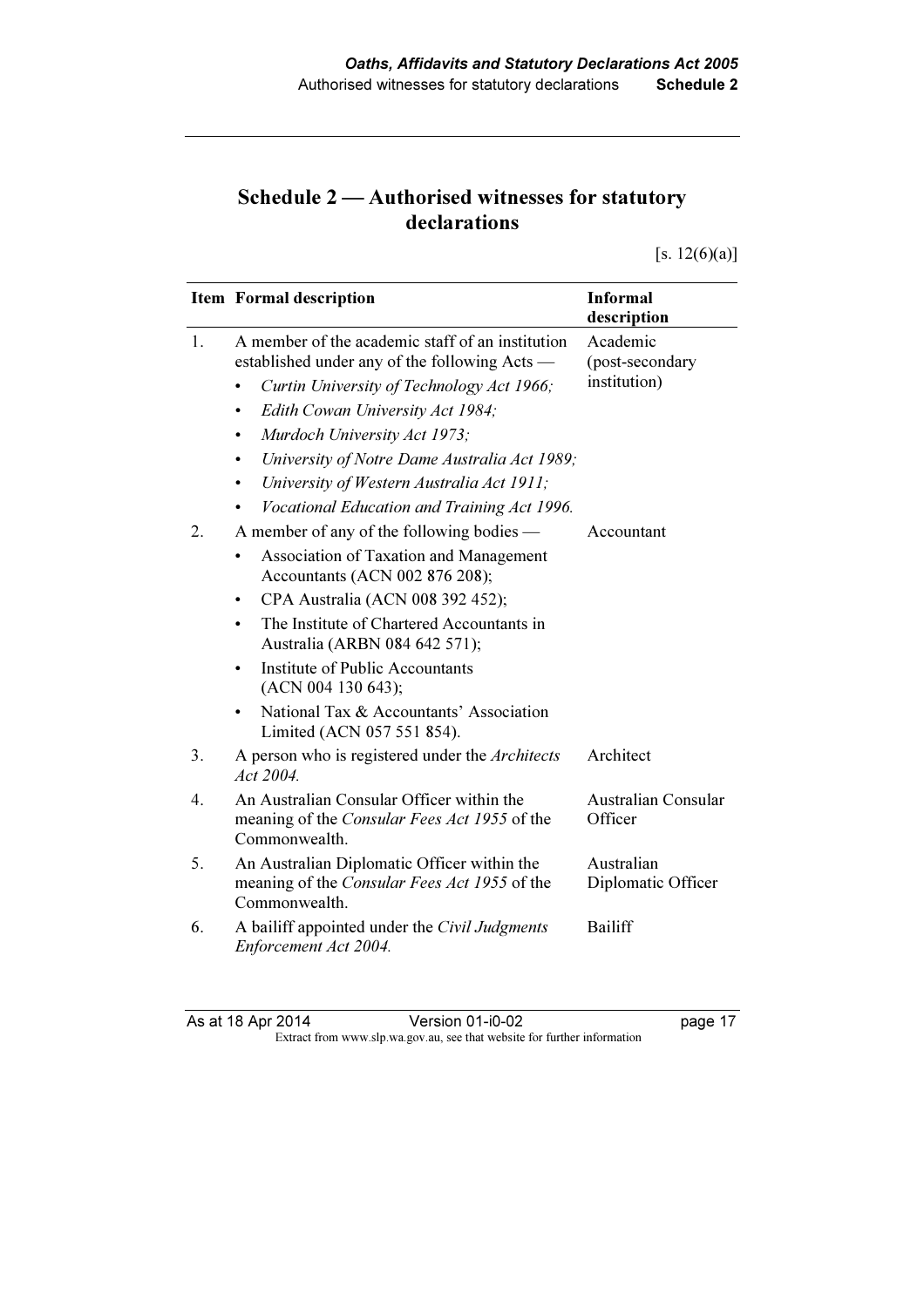# Schedule 2 — Authorised witnesses for statutory declarations

[s. 12(6)(a)]

| Item | Formal description | Informal description |
|---|---|---|
| 1. | A member of the academic staff of an institution established under any of the following Acts — <br>• *Curtin University of Technology Act 1966;* <br>• *Edith Cowan University Act 1984;* <br>• *Murdoch University Act 1973;* <br>• *University of Notre Dame Australia Act 1989;* <br>• *University of Western Australia Act 1911;* <br>• *Vocational Education and Training Act 1996.* | Academic (post-secondary institution) |
| 2. | A member of any of the following bodies — <br>• Association of Taxation and Management Accountants (ACN 002 876 208); <br>• CPA Australia (ACN 008 392 452); <br>• The Institute of Chartered Accountants in Australia (ARBN 084 642 571); <br>• Institute of Public Accountants (ACN 004 130 643); <br>• National Tax & Accountants' Association Limited (ACN 057 551 854). | Accountant |
| 3. | A person who is registered under the *Architects Act 2004.* | Architect |
| 4. | An Australian Consular Officer within the meaning of the *Consular Fees Act 1955* of the Commonwealth. | Australian Consular Officer |
| 5. | An Australian Diplomatic Officer within the meaning of the *Consular Fees Act 1955* of the Commonwealth. | Australian Diplomatic Officer |
| 6. | A bailiff appointed under the *Civil Judgments Enforcement Act 2004.* | Bailiff |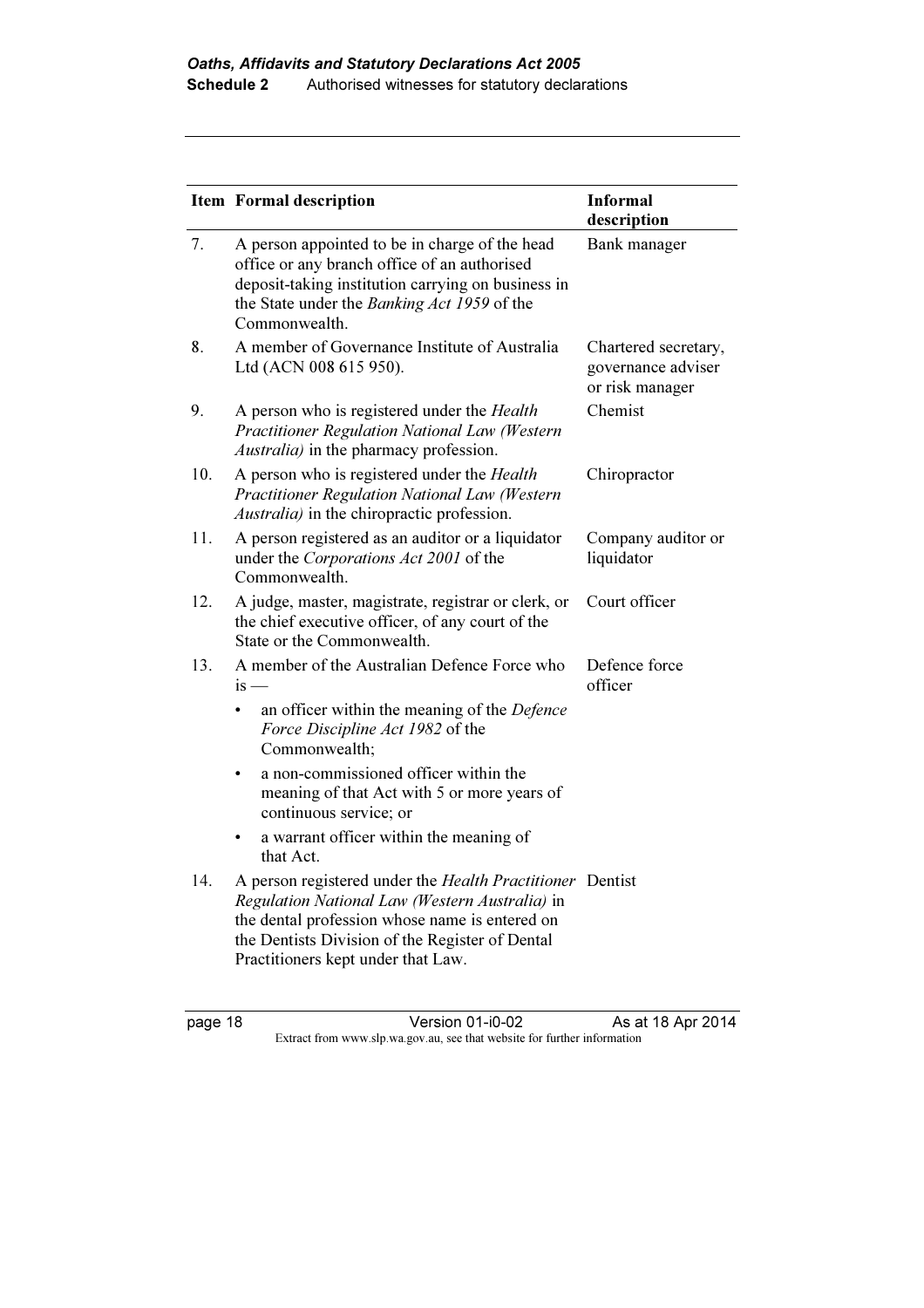| Item | Formal description | Informal description |
|---|---|---|
| 7. | A person appointed to be in charge of the head office or any branch office of an authorised deposit-taking institution carrying on business in the State under the *Banking Act 1959* of the Commonwealth. | Bank manager |
| 8. | A member of Governance Institute of Australia Ltd (ACN 008 615 950). | Chartered secretary, governance adviser or risk manager |
| 9. | A person who is registered under the *Health Practitioner Regulation National Law (Western Australia)* in the pharmacy profession. | Chemist |
| 10. | A person who is registered under the *Health Practitioner Regulation National Law (Western Australia)* in the chiropractic profession. | Chiropractor |
| 11. | A person registered as an auditor or a liquidator under the *Corporations Act 2001* of the Commonwealth. | Company auditor or liquidator |
| 12. | A judge, master, magistrate, registrar or clerk, or the chief executive officer, of any court of the State or the Commonwealth. | Court officer |
| 13. | A member of the Australian Defence Force who is — <br>• an officer within the meaning of the *Defence Force Discipline Act 1982* of the Commonwealth; <br>• a non-commissioned officer within the meaning of that Act with 5 or more years of continuous service; or <br>• a warrant officer within the meaning of that Act. | Defence force officer |
| 14. | A person registered under the *Health Practitioner Regulation National Law (Western Australia)* in the dental profession whose name is entered on the Dentists Division of the Register of Dental Practitioners kept under that Law. | Dentist |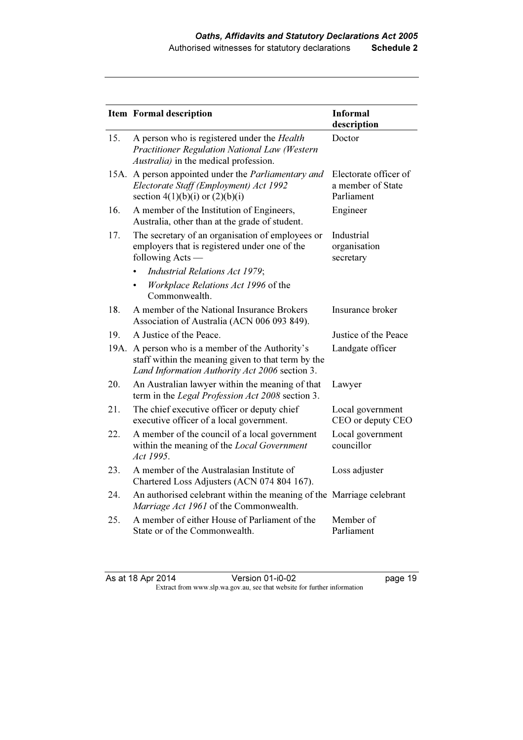| Item | Formal description | Informal description |
| --- | --- | --- |
| 15. | A person who is registered under the *Health Practitioner Regulation National Law (Western Australia)* in the medical profession. | Doctor |
| 15A. | A person appointed under the *Parliamentary and Electorate Staff (Employment) Act 1992* section 4(1)(b)(i) or (2)(b)(i) | Electorate officer of a member of State Parliament |
| 16. | A member of the Institution of Engineers, Australia, other than at the grade of student. | Engineer |
| 17. | The secretary of an organisation of employees or employers that is registered under one of the following Acts — <br>• *Industrial Relations Act 1979*; <br>• *Workplace Relations Act 1996* of the Commonwealth. | Industrial organisation secretary |
| 18. | A member of the National Insurance Brokers Association of Australia (ACN 006 093 849). | Insurance broker |
| 19. | A Justice of the Peace. | Justice of the Peace |
| 19A. | A person who is a member of the Authority's staff within the meaning given to that term by the *Land Information Authority Act 2006* section 3. | Landgate officer |
| 20. | An Australian lawyer within the meaning of that term in the *Legal Profession Act 2008* section 3. | Lawyer |
| 21. | The chief executive officer or deputy chief executive officer of a local government. | Local government CEO or deputy CEO |
| 22. | A member of the council of a local government within the meaning of the *Local Government Act 1995*. | Local government councillor |
| 23. | A member of the Australasian Institute of Chartered Loss Adjusters (ACN 074 804 167). | Loss adjuster |
| 24. | An authorised celebrant within the meaning of the *Marriage Act 1961* of the Commonwealth. | Marriage celebrant |
| 25. | A member of either House of Parliament of the State or of the Commonwealth. | Member of Parliament |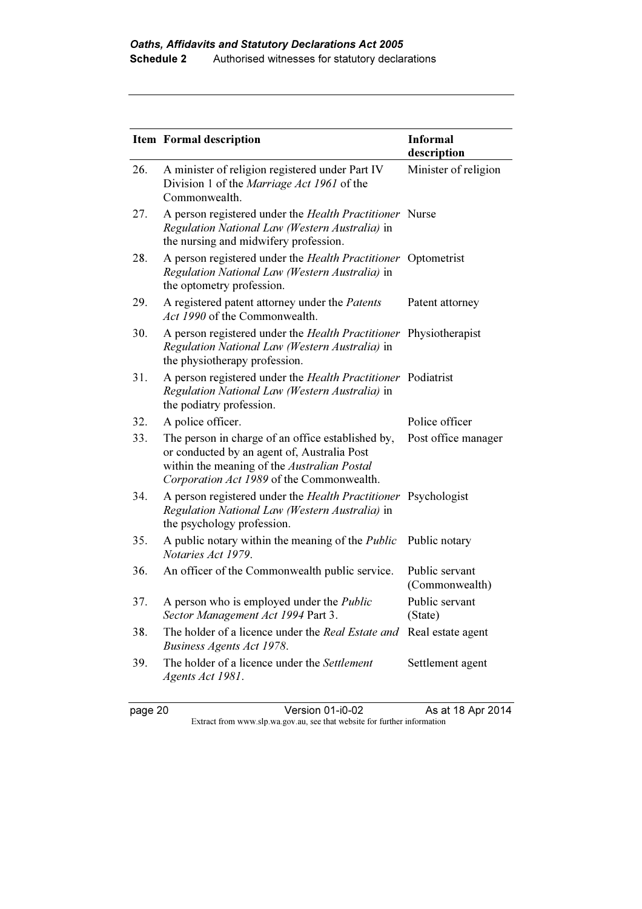| Item | Formal description | Informal description |
|---|---|---|
| 26. | A minister of religion registered under Part IV Division 1 of the *Marriage Act 1961* of the Commonwealth. | Minister of religion |
| 27. | A person registered under the *Health Practitioner Regulation National Law (Western Australia)* in the nursing and midwifery profession. | Nurse |
| 28. | A person registered under the *Health Practitioner Regulation National Law (Western Australia)* in the optometry profession. | Optometrist |
| 29. | A registered patent attorney under the *Patents Act 1990* of the Commonwealth. | Patent attorney |
| 30. | A person registered under the *Health Practitioner Regulation National Law (Western Australia)* in the physiotherapy profession. | Physiotherapist |
| 31. | A person registered under the *Health Practitioner Regulation National Law (Western Australia)* in the podiatry profession. | Podiatrist |
| 32. | A police officer. | Police officer |
| 33. | The person in charge of an office established by, or conducted by an agent of, Australia Post within the meaning of the *Australian Postal Corporation Act 1989* of the Commonwealth. | Post office manager |
| 34. | A person registered under the *Health Practitioner Regulation National Law (Western Australia)* in the psychology profession. | Psychologist |
| 35. | A public notary within the meaning of the *Public Notaries Act 1979*. | Public notary |
| 36. | An officer of the Commonwealth public service. | Public servant (Commonwealth) |
| 37. | A person who is employed under the *Public Sector Management Act 1994* Part 3. | Public servant (State) |
| 38. | The holder of a licence under the *Real Estate and Business Agents Act 1978*. | Real estate agent |
| 39. | The holder of a licence under the *Settlement Agents Act 1981*. | Settlement agent |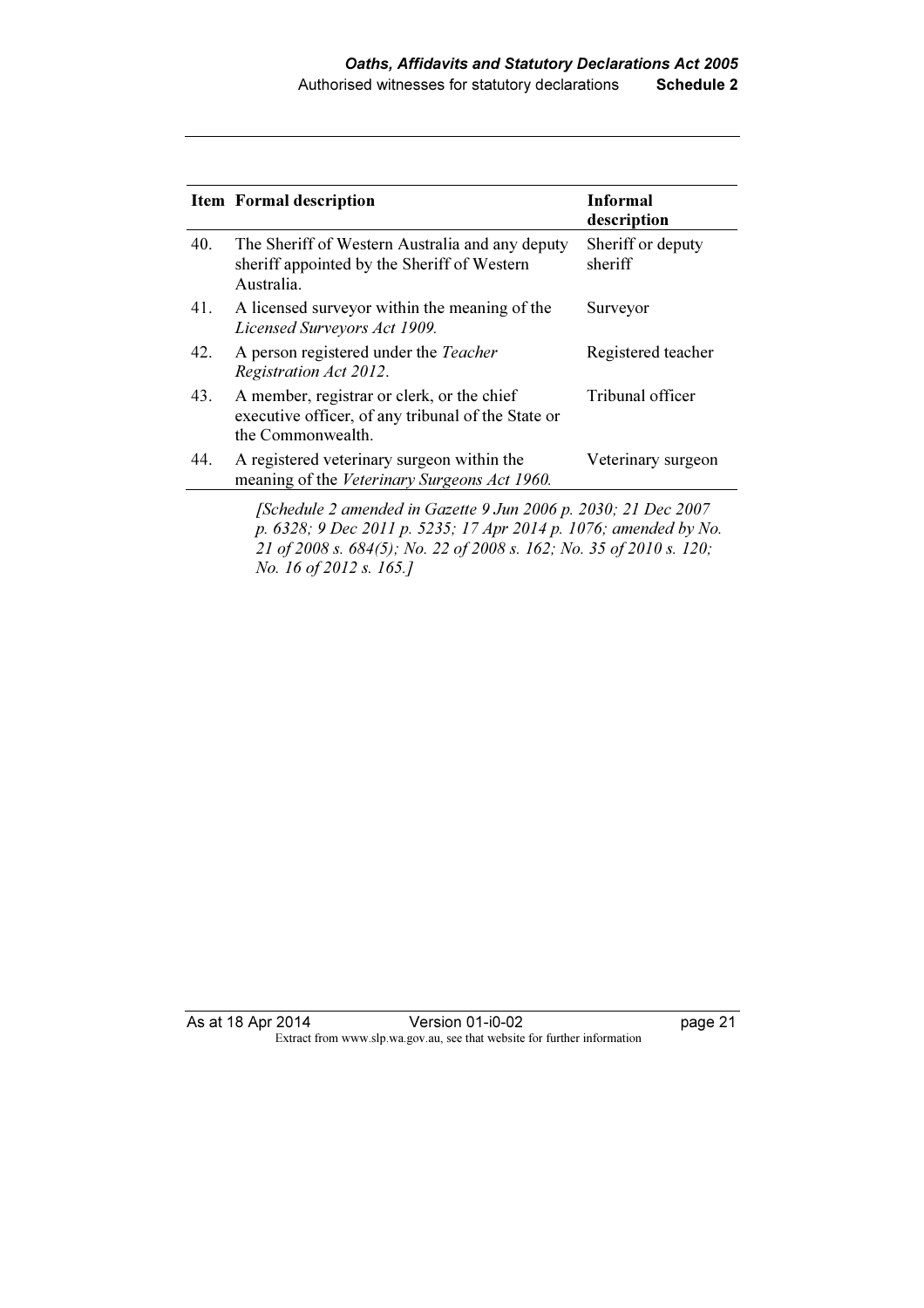| Item | Formal description | Informal description |
|---|---|---|
| 40. | The Sheriff of Western Australia and any deputy sheriff appointed by the Sheriff of Western Australia. | Sheriff or deputy sheriff |
| 41. | A licensed surveyor within the meaning of the *Licensed Surveyors Act 1909.* | Surveyor |
| 42. | A person registered under the *Teacher Registration Act 2012*. | Registered teacher |
| 43. | A member, registrar or clerk, or the chief executive officer, of any tribunal of the State or the Commonwealth. | Tribunal officer |
| 44. | A registered veterinary surgeon within the meaning of the *Veterinary Surgeons Act 1960.* | Veterinary surgeon |

*[Schedule 2 amended in Gazette 9 Jun 2006 p. 2030; 21 Dec 2007 p. 6328; 9 Dec 2011 p. 5235; 17 Apr 2014 p. 1076; amended by No. 21 of 2008 s. 684(5); No. 22 of 2008 s. 162; No. 35 of 2010 s. 120; No. 16 of 2012 s. 165.]*